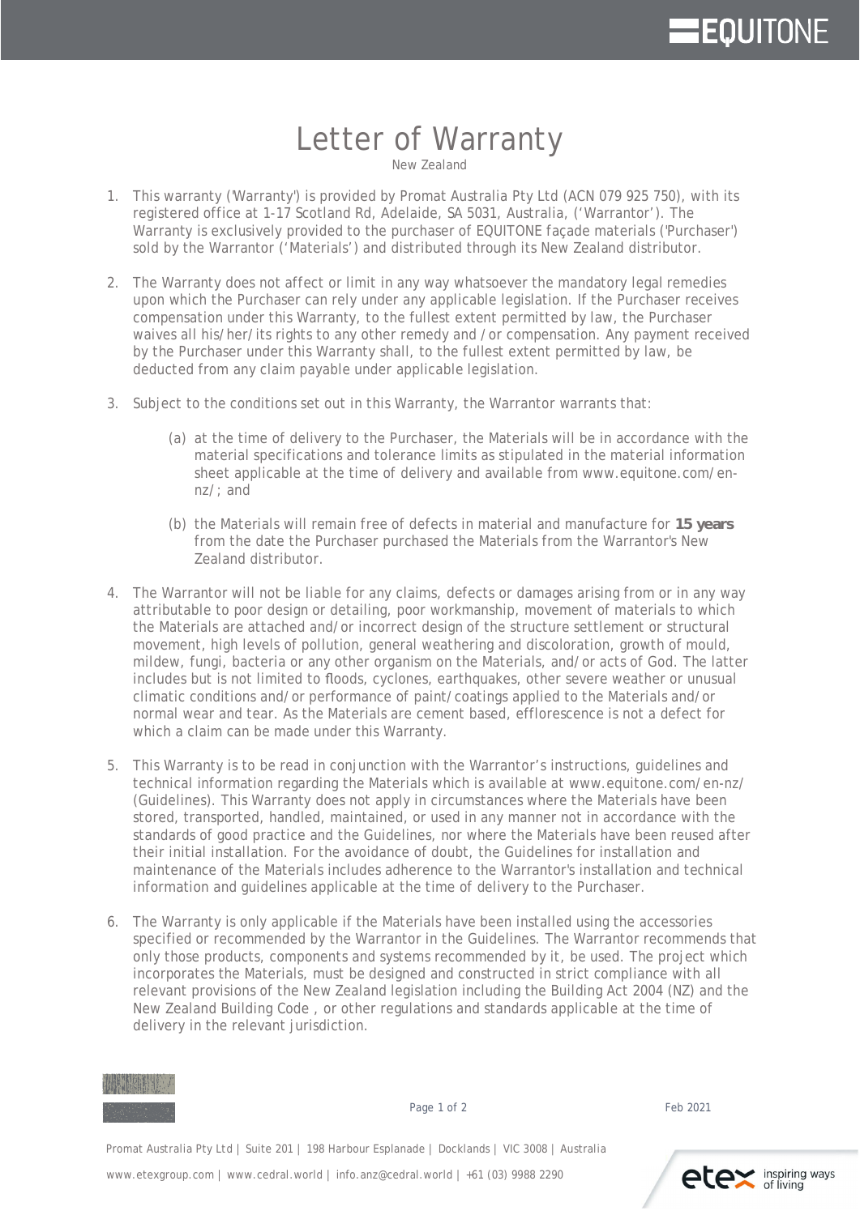# Letter of Warranty

New Zealand

1. This warranty ('Warranty') is provided by Promat Australia Pty Ltd (ACN 079 925 750), with its registered office at 1-17 Scotland Rd, Adelaide, SA 5031, Australia, ('Warrantor'). The Warranty is exclusively provided to the purchaser of EQUITONE façade materials ('Purchaser') sold by the Warrantor ('Materials') and distributed through its New Zealand distributor.

2. The Warranty does not affect or limit in any way whatsoever the mandatory legal remedies upon which the Purchaser can rely under any applicable legislation. If the Purchaser receives compensation under this Warranty, to the fullest extent permitted by law, the Purchaser waives all his/her/its rights to any other remedy and /or compensation. Any payment received by the Purchaser under this Warranty shall, to the fullest extent permitted by law, be deducted from any claim payable under applicable legislation.

3. Subject to the conditions set out in this Warranty, the Warrantor warrants that:

   (a) at the time of delivery to the Purchaser, the Materials will be in accordance with the material specifications and tolerance limits as stipulated in the material information sheet applicable at the time of delivery and available from www.equitone.com/en-nz/; and

   (b) the Materials will remain free of defects in material and manufacture for **15 years** from the date the Purchaser purchased the Materials from the Warrantor's New Zealand distributor.

4. The Warrantor will not be liable for any claims, defects or damages arising from or in any way attributable to poor design or detailing, poor workmanship, movement of materials to which the Materials are attached and/or incorrect design of the structure settlement or structural movement, high levels of pollution, general weathering and discoloration, growth of mould, mildew, fungi, bacteria or any other organism on the Materials, and/or acts of God. The latter includes but is not limited to floods, cyclones, earthquakes, other severe weather or unusual climatic conditions and/or performance of paint/coatings applied to the Materials and/or normal wear and tear. As the Materials are cement based, efflorescence is not a defect for which a claim can be made under this Warranty.

5. This Warranty is to be read in conjunction with the Warrantor's instructions, guidelines and technical information regarding the Materials which is available at www.equitone.com/en-nz/ (Guidelines). This Warranty does not apply in circumstances where the Materials have been stored, transported, handled, maintained, or used in any manner not in accordance with the standards of good practice and the Guidelines, nor where the Materials have been reused after their initial installation. For the avoidance of doubt, the Guidelines for installation and maintenance of the Materials includes adherence to the Warrantor's installation and technical information and guidelines applicable at the time of delivery to the Purchaser.

6. The Warranty is only applicable if the Materials have been installed using the accessories specified or recommended by the Warrantor in the Guidelines. The Warrantor recommends that only those products, components and systems recommended by it, be used. The project which incorporates the Materials, must be designed and constructed in strict compliance with all relevant provisions of the New Zealand legislation including the Building Act 2004 (NZ) and the New Zealand Building Code , or other regulations and standards applicable at the time of delivery in the relevant jurisdiction.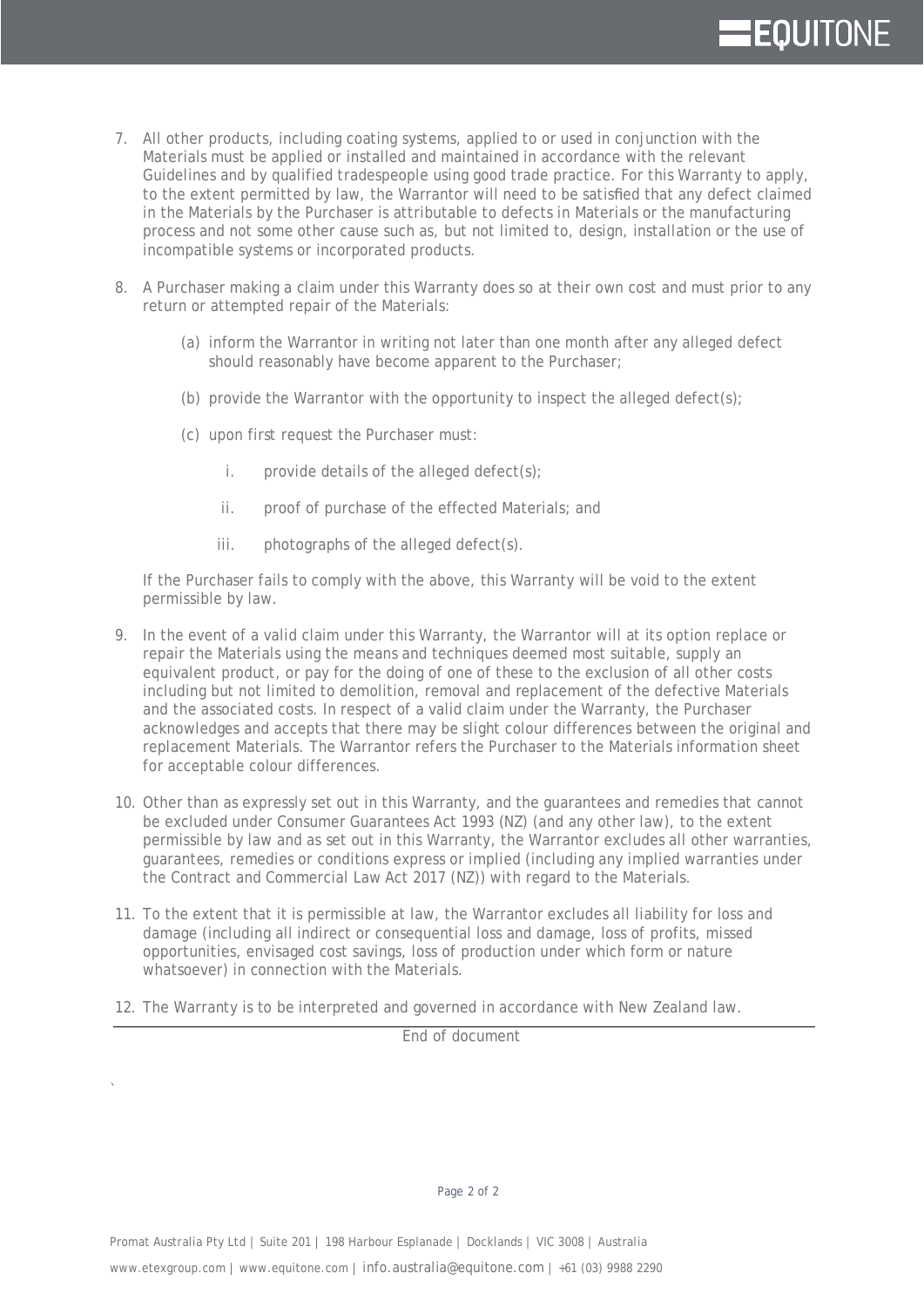7. All other products, including coating systems, applied to or used in conjunction with the Materials must be applied or installed and maintained in accordance with the relevant Guidelines and by qualified tradespeople using good trade practice. For this Warranty to apply, to the extent permitted by law, the Warrantor will need to be satisfied that any defect claimed in the Materials by the Purchaser is attributable to defects in Materials or the manufacturing process and not some other cause such as, but not limited to, design, installation or the use of incompatible systems or incorporated products.

8. A Purchaser making a claim under this Warranty does so at their own cost and must prior to any return or attempted repair of the Materials:

   (a) inform the Warrantor in writing not later than one month after any alleged defect should reasonably have become apparent to the Purchaser;

   (b) provide the Warrantor with the opportunity to inspect the alleged defect(s);

   (c) upon first request the Purchaser must:

      i. provide details of the alleged defect(s);

      ii. proof of purchase of the effected Materials; and

      iii. photographs of the alleged defect(s).

   If the Purchaser fails to comply with the above, this Warranty will be void to the extent permissible by law.

9. In the event of a valid claim under this Warranty, the Warrantor will at its option replace or repair the Materials using the means and techniques deemed most suitable, supply an equivalent product, or pay for the doing of one of these to the exclusion of all other costs including but not limited to demolition, removal and replacement of the defective Materials and the associated costs. In respect of a valid claim under the Warranty, the Purchaser acknowledges and accepts that there may be slight colour differences between the original and replacement Materials. The Warrantor refers the Purchaser to the Materials information sheet for acceptable colour differences.

10. Other than as expressly set out in this Warranty, and the guarantees and remedies that cannot be excluded under Consumer Guarantees Act 1993 (NZ) (and any other law), to the extent permissible by law and as set out in this Warranty, the Warrantor excludes all other warranties, guarantees, remedies or conditions express or implied (including any implied warranties under the Contract and Commercial Law Act 2017 (NZ)) with regard to the Materials.

11. To the extent that it is permissible at law, the Warrantor excludes all liability for loss and damage (including all indirect or consequential loss and damage, loss of profits, missed opportunities, envisaged cost savings, loss of production under which form or nature whatsoever) in connection with the Materials.

12. The Warranty is to be interpreted and governed in accordance with New Zealand law.

---

End of document

Promat Australia Pty Ltd | Suite 201 | 198 Harbour Esplanade | Docklands | VIC 3008 | Australia

www.etexgroup.com | www.equitone.com | info.australia@equitone.com | +61 (03) 9988 2290